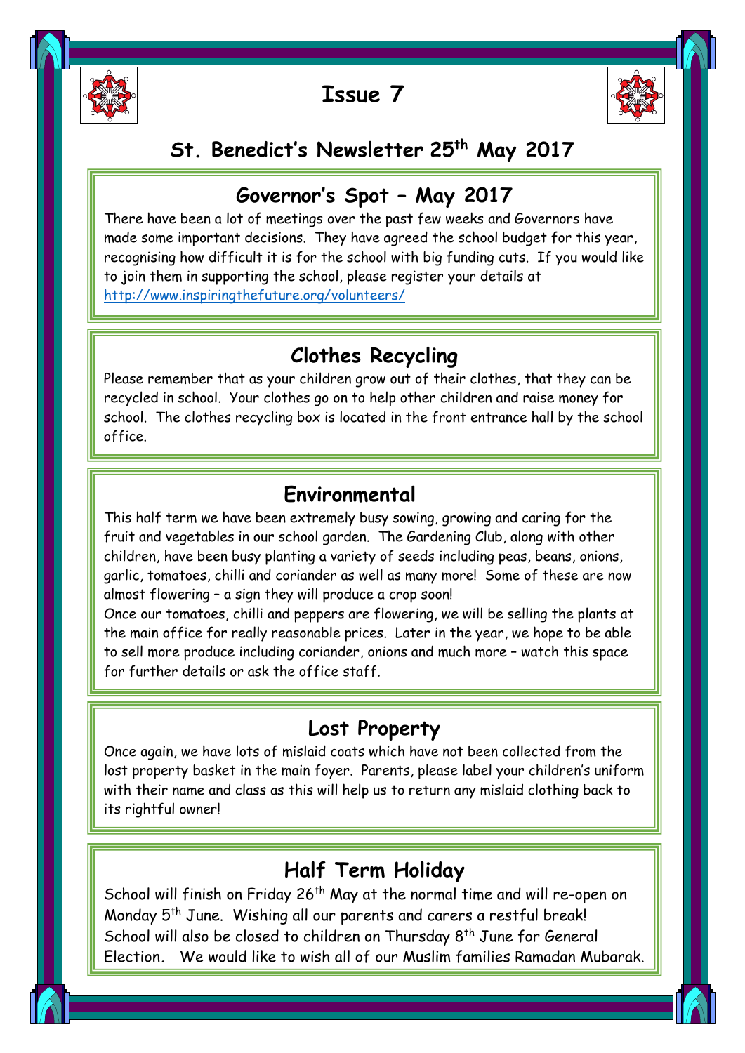# Issue 7

## St. Benedict's Newsletter 25th May 2017

### Governor's Spot – May 2017

There have been a lot of meetings over the past few weeks and Governors have made some important decisions. They have agreed the school budget for this year, recognising how difficult it is for the school with big funding cuts. If you would like to join them in supporting the school, please register your details at http://www.inspiringthefuture.org/volunteers/

### Clothes Recycling

Please remember that as your children grow out of their clothes, that they can be recycled in school. Your clothes go on to help other children and raise money for school. The clothes recycling box is located in the front entrance hall by the school office.

### Environmental

This half term we have been extremely busy sowing, growing and caring for the fruit and vegetables in our school garden. The Gardening Club, along with other children, have been busy planting a variety of seeds including peas, beans, onions, garlic, tomatoes, chilli and coriander as well as many more! Some of these are now almost flowering – a sign they will produce a crop soon!

Once our tomatoes, chilli and peppers are flowering, we will be selling the plants at the main office for really reasonable prices. Later in the year, we hope to be able to sell more produce including coriander, onions and much more – watch this space for further details or ask the office staff.

### Lost Property

Once again, we have lots of mislaid coats which have not been collected from the lost property basket in the main foyer. Parents, please label your children's uniform with their name and class as this will help us to return any mislaid clothing back to its rightful owner!

### Half Term Holiday

School will finish on Friday 26th May at the normal time and will re-open on Monday 5th June. Wishing all our parents and carers a restful break! School will also be closed to children on Thursday 8th June for General Election. We would like to wish all of our Muslim families Ramadan Mubarak.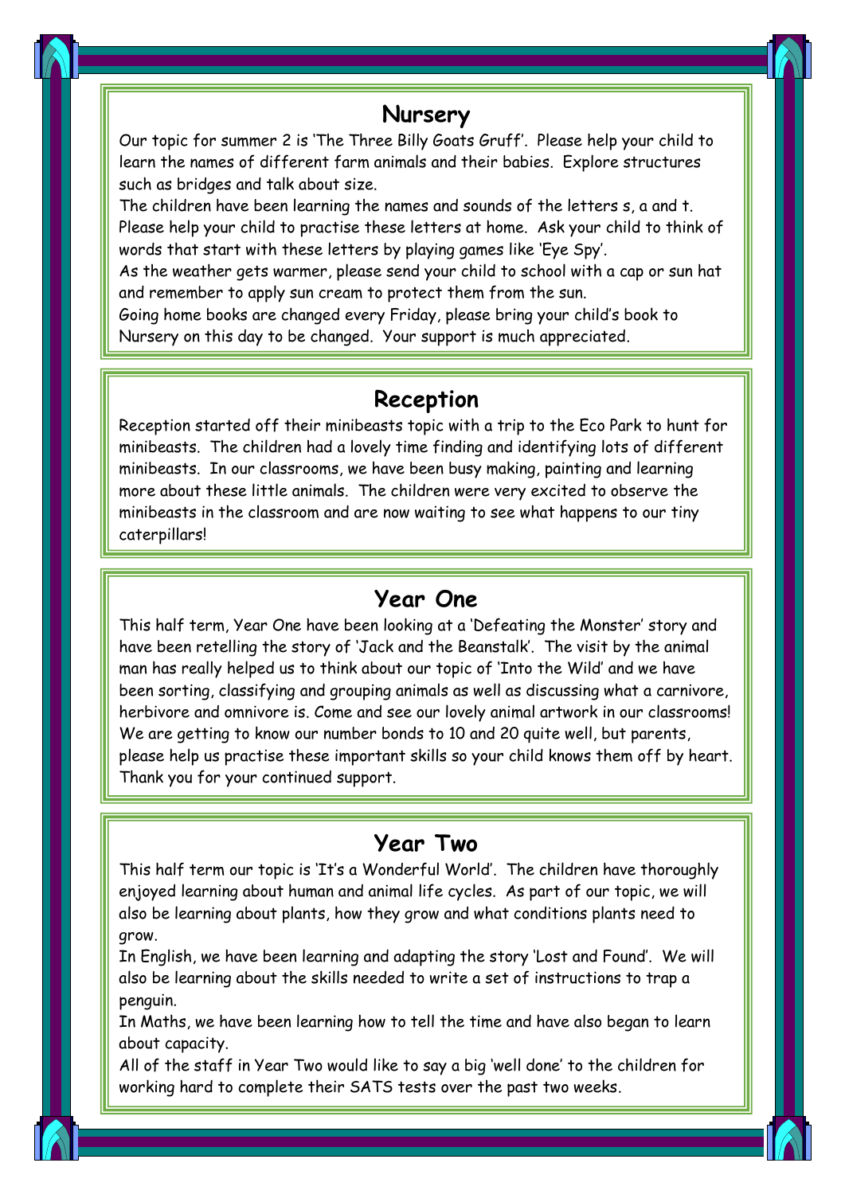## Nursery

Our topic for summer 2 is 'The Three Billy Goats Gruff'. Please help your child to learn the names of different farm animals and their babies. Explore structures such as bridges and talk about size.

The children have been learning the names and sounds of the letters s, a and t. Please help your child to practise these letters at home. Ask your child to think of words that start with these letters by playing games like 'Eye Spy'.

As the weather gets warmer, please send your child to school with a cap or sun hat and remember to apply sun cream to protect them from the sun.

Going home books are changed every Friday, please bring your child's book to Nursery on this day to be changed. Your support is much appreciated.

## Reception

Reception started off their minibeasts topic with a trip to the Eco Park to hunt for minibeasts. The children had a lovely time finding and identifying lots of different minibeasts. In our classrooms, we have been busy making, painting and learning more about these little animals. The children were very excited to observe the minibeasts in the classroom and are now waiting to see what happens to our tiny caterpillars!

## Year One

This half term, Year One have been looking at a 'Defeating the Monster' story and have been retelling the story of 'Jack and the Beanstalk'. The visit by the animal man has really helped us to think about our topic of 'Into the Wild' and we have been sorting, classifying and grouping animals as well as discussing what a carnivore, herbivore and omnivore is. Come and see our lovely animal artwork in our classrooms! We are getting to know our number bonds to 10 and 20 quite well, but parents, please help us practise these important skills so your child knows them off by heart. Thank you for your continued support.

## Year Two

This half term our topic is 'It's a Wonderful World'. The children have thoroughly enjoyed learning about human and animal life cycles. As part of our topic, we will also be learning about plants, how they grow and what conditions plants need to grow.

In English, we have been learning and adapting the story 'Lost and Found'. We will also be learning about the skills needed to write a set of instructions to trap a penguin.

In Maths, we have been learning how to tell the time and have also began to learn about capacity.

All of the staff in Year Two would like to say a big 'well done' to the children for working hard to complete their SATS tests over the past two weeks.